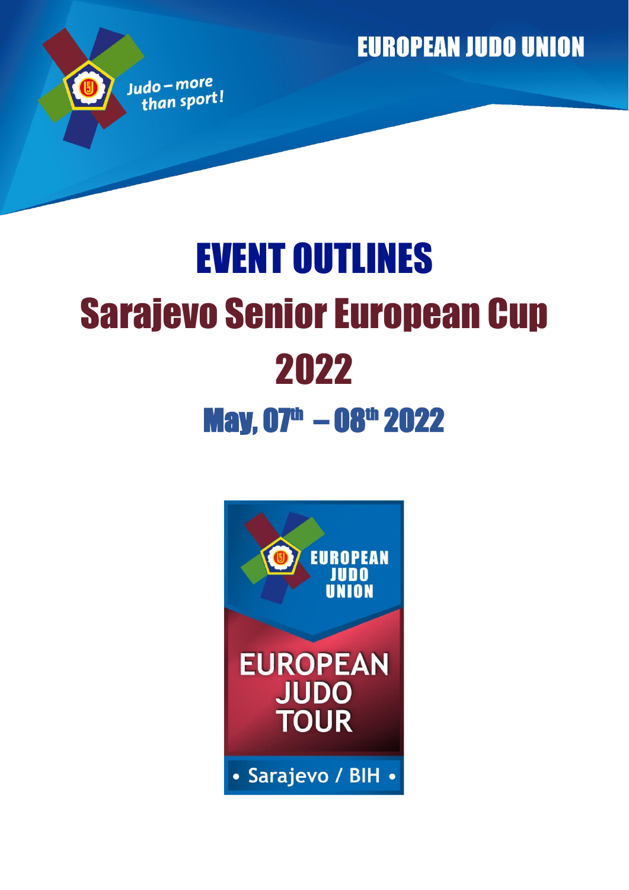EUROPEAN JUDO UNION

Judo – more than sport!

# EVENT OUTLINES

# Sarajevo Senior European Cup 2022

## May, 07th – 08th 2022

EUROPEAN JUDO UNION

EUROPEAN JUDO TOUR

• Sarajevo / BIH •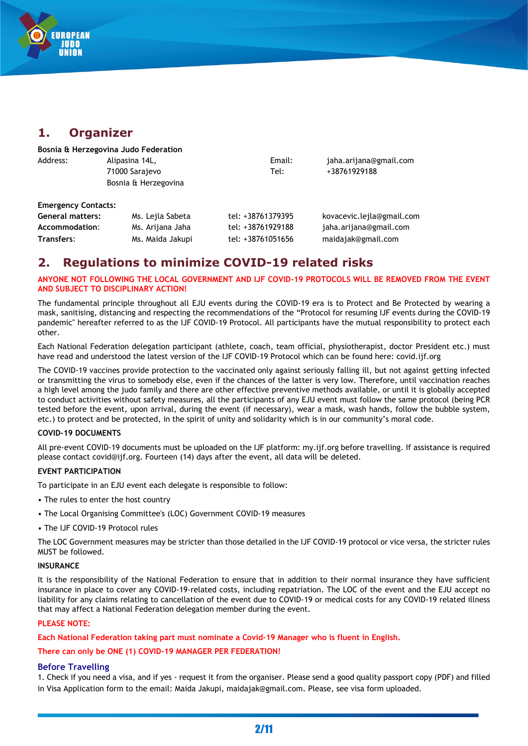## 1. Organizer

**Bosnia & Herzegovina Judo Federation**

| | | | |
|---|---|---|---|
| Address: | Alipasina 14L, 71000 Sarajevo Bosnia & Herzegovina | Email: | jaha.arijana@gmail.com |
| | | Tel: | +38761929188 |

**Emergency Contacts:**

| | | | |
|---|---|---|---|
| **General matters:** | Ms. Lejla Sabeta | tel: +38761379395 | kovacevic.lejla@gmail.com |
| **Accommodation:** | Ms. Arijana Jaha | tel: +38761929188 | jaha.arijana@gmail.com |
| **Transfers:** | Ms. Maida Jakupi | tel: +38761051656 | maidajak@gmail.com |

## 2. Regulations to minimize COVID-19 related risks

**ANYONE NOT FOLLOWING THE LOCAL GOVERNMENT AND IJF COVID-19 PROTOCOLS WILL BE REMOVED FROM THE EVENT AND SUBJECT TO DISCIPLINARY ACTION!**

The fundamental principle throughout all EJU events during the COVID-19 era is to Protect and Be Protected by wearing a mask, sanitising, distancing and respecting the recommendations of the "Protocol for resuming IJF events during the COVID-19 pandemic" hereafter referred to as the IJF COVID-19 Protocol. All participants have the mutual responsibility to protect each other.

Each National Federation delegation participant (athlete, coach, team official, physiotherapist, doctor President etc.) must have read and understood the latest version of the IJF COVID-19 Protocol which can be found here: covid.ijf.org

The COVID-19 vaccines provide protection to the vaccinated only against seriously falling ill, but not against getting infected or transmitting the virus to somebody else, even if the chances of the latter is very low. Therefore, until vaccination reaches a high level among the judo family and there are other effective preventive methods available, or until it is globally accepted to conduct activities without safety measures, all the participants of any EJU event must follow the same protocol (being PCR tested before the event, upon arrival, during the event (if necessary), wear a mask, wash hands, follow the bubble system, etc.) to protect and be protected, in the spirit of unity and solidarity which is in our community's moral code.

**COVID-19 DOCUMENTS**

All pre-event COVID-19 documents must be uploaded on the IJF platform: my.ijf.org before travelling. If assistance is required please contact covid@ijf.org. Fourteen (14) days after the event, all data will be deleted.

**EVENT PARTICIPATION**

To participate in an EJU event each delegate is responsible to follow:

- The rules to enter the host country
- The Local Organising Committee's (LOC) Government COVID-19 measures
- The IJF COVID-19 Protocol rules

The LOC Government measures may be stricter than those detailed in the IJF COVID-19 protocol or vice versa, the stricter rules MUST be followed.

**INSURANCE**

It is the responsibility of the National Federation to ensure that in addition to their normal insurance they have sufficient insurance in place to cover any COVID-19-related costs, including repatriation. The LOC of the event and the EJU accept no liability for any claims relating to cancellation of the event due to COVID-19 or medical costs for any COVID-19 related illness that may affect a National Federation delegation member during the event.

**PLEASE NOTE:**

**Each National Federation taking part must nominate a Covid-19 Manager who is fluent in English.**

**There can only be ONE (1) COVID-19 MANAGER PER FEDERATION!**

### Before Travelling

1. Check if you need a visa, and if yes - request it from the organiser. Please send a good quality passport copy (PDF) and filled in Visa Application form to the email: Maida Jakupi, maidajak@gmail.com. Please, see visa form uploaded.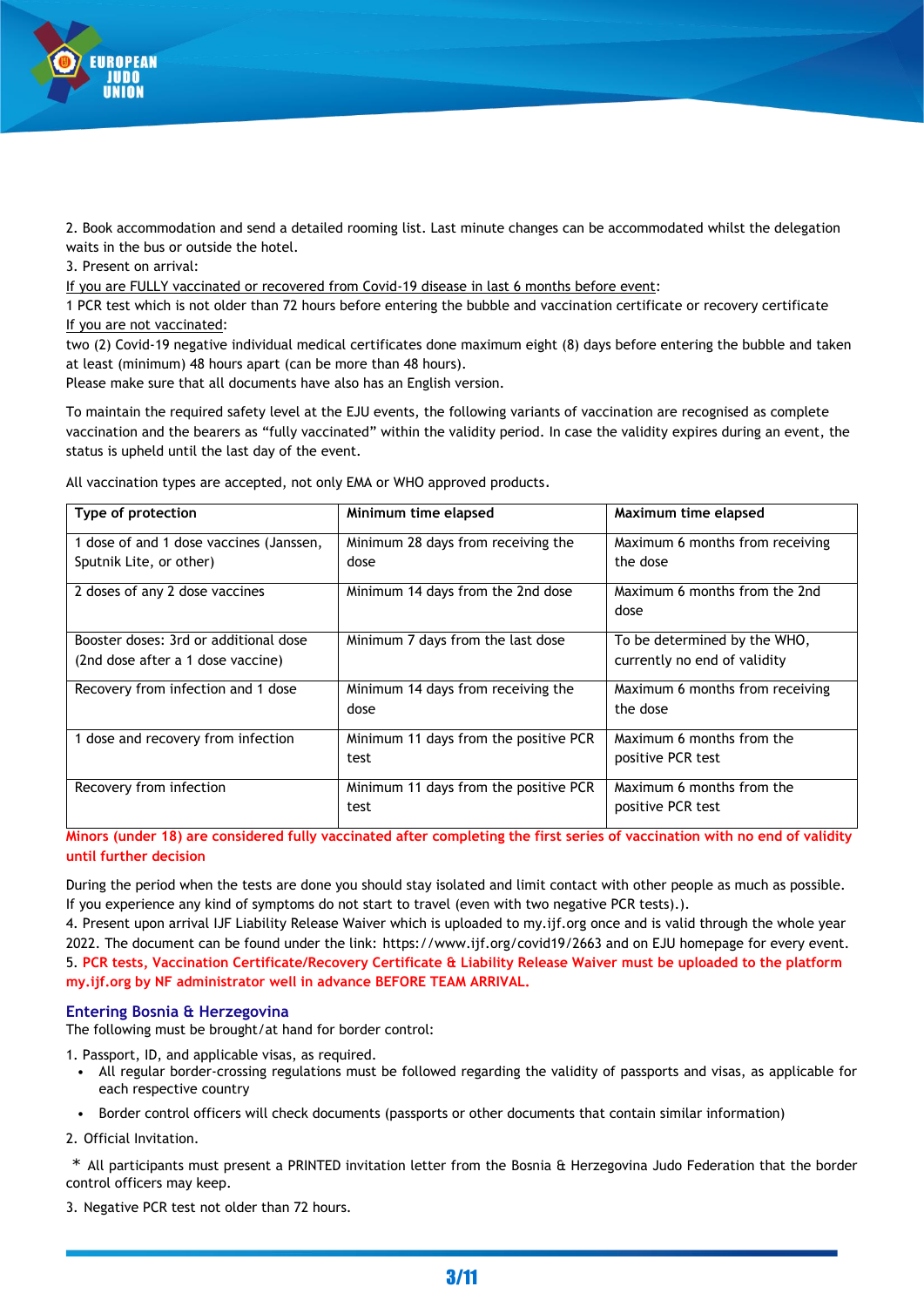2. Book accommodation and send a detailed rooming list. Last minute changes can be accommodated whilst the delegation waits in the bus or outside the hotel.
3. Present on arrival:
If you are FULLY vaccinated or recovered from Covid-19 disease in last 6 months before event:
1 PCR test which is not older than 72 hours before entering the bubble and vaccination certificate or recovery certificate
If you are not vaccinated:
two (2) Covid-19 negative individual medical certificates done maximum eight (8) days before entering the bubble and taken at least (minimum) 48 hours apart (can be more than 48 hours).
Please make sure that all documents have also has an English version.

To maintain the required safety level at the EJU events, the following variants of vaccination are recognised as complete vaccination and the bearers as "fully vaccinated" within the validity period. In case the validity expires during an event, the status is upheld until the last day of the event.

All vaccination types are accepted, not only EMA or WHO approved products.

| Type of protection | Minimum time elapsed | Maximum time elapsed |
|---|---|---|
| 1 dose of and 1 dose vaccines (Janssen, Sputnik Lite, or other) | Minimum 28 days from receiving the dose | Maximum 6 months from receiving the dose |
| 2 doses of any 2 dose vaccines | Minimum 14 days from the 2nd dose | Maximum 6 months from the 2nd dose |
| Booster doses: 3rd or additional dose (2nd dose after a 1 dose vaccine) | Minimum 7 days from the last dose | To be determined by the WHO, currently no end of validity |
| Recovery from infection and 1 dose | Minimum 14 days from receiving the dose | Maximum 6 months from receiving the dose |
| 1 dose and recovery from infection | Minimum 11 days from the positive PCR test | Maximum 6 months from the positive PCR test |
| Recovery from infection | Minimum 11 days from the positive PCR test | Maximum 6 months from the positive PCR test |

**Minors (under 18) are considered fully vaccinated after completing the first series of vaccination with no end of validity until further decision**

During the period when the tests are done you should stay isolated and limit contact with other people as much as possible. If you experience any kind of symptoms do not start to travel (even with two negative PCR tests).).
4. Present upon arrival IJF Liability Release Waiver which is uploaded to my.ijf.org once and is valid through the whole year 2022. The document can be found under the link: https://www.ijf.org/covid19/2663 and on EJU homepage for every event.
5. **PCR tests, Vaccination Certificate/Recovery Certificate & Liability Release Waiver must be uploaded to the platform my.ijf.org by NF administrator well in advance BEFORE TEAM ARRIVAL.**

### Entering Bosnia & Herzegovina

The following must be brought/at hand for border control:

1. Passport, ID, and applicable visas, as required.
   - All regular border-crossing regulations must be followed regarding the validity of passports and visas, as applicable for each respective country
   - Border control officers will check documents (passports or other documents that contain similar information)
2. Official Invitation.

\* All participants must present a PRINTED invitation letter from the Bosnia & Herzegovina Judo Federation that the border control officers may keep.

3. Negative PCR test not older than 72 hours.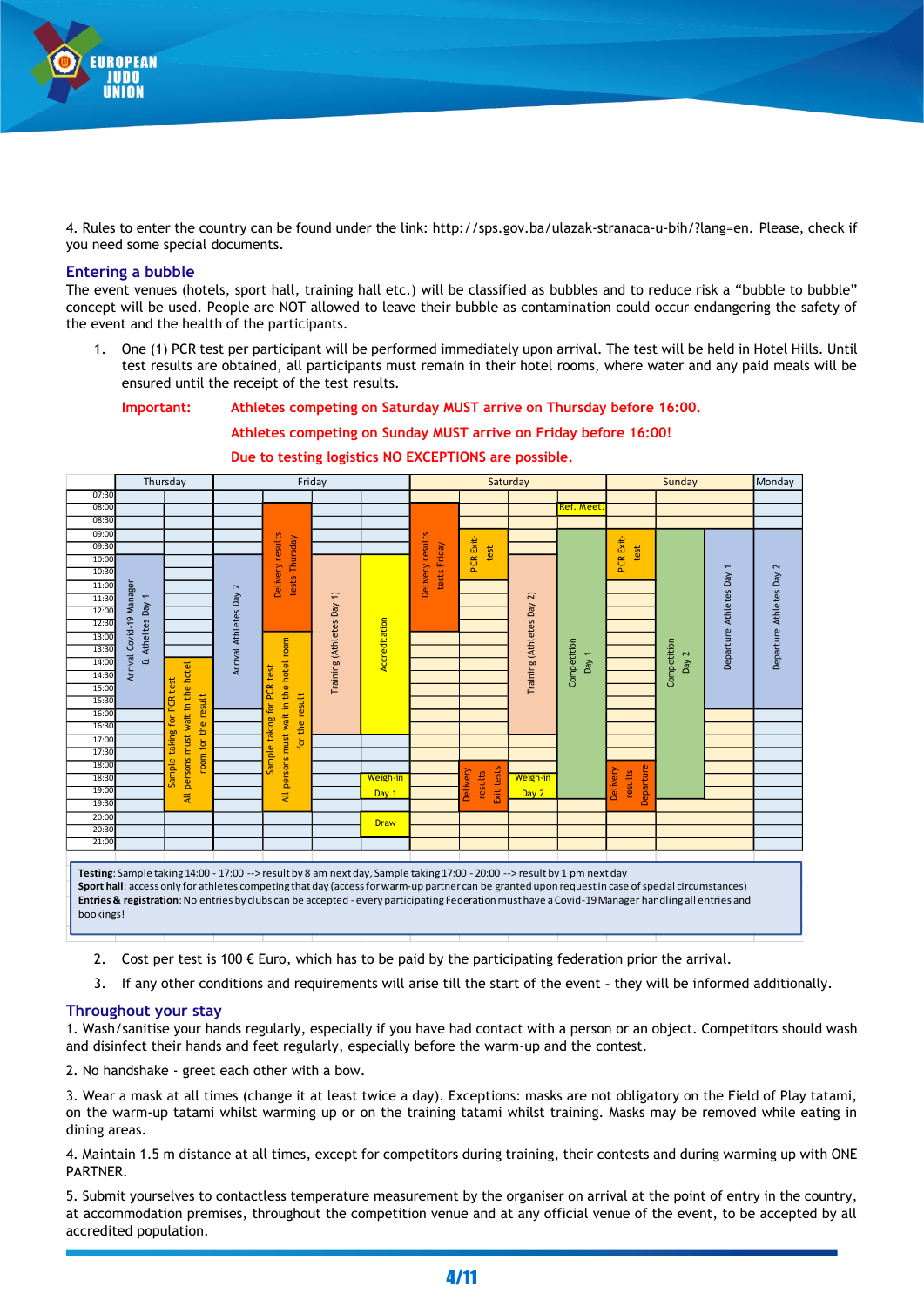4. Rules to enter the country can be found under the link: http://sps.gov.ba/ulazak-stranaca-u-bih/?lang=en. Please, check if you need some special documents.

## Entering a bubble

The event venues (hotels, sport hall, training hall etc.) will be classified as bubbles and to reduce risk a "bubble to bubble" concept will be used. People are NOT allowed to leave their bubble as contamination could occur endangering the safety of the event and the health of the participants.

1. One (1) PCR test per participant will be performed immediately upon arrival. The test will be held in Hotel Hills. Until test results are obtained, all participants must remain in their hotel rooms, where water and any paid meals will be ensured until the receipt of the test results.

   **Important:** **Athletes competing on Saturday MUST arrive on Thursday before 16:00.**

   **Athletes competing on Sunday MUST arrive on Friday before 16:00!**

   **Due to testing logistics NO EXCEPTIONS are possible.**

| Day | Time (approx.) | Activity |
|---|---|---|
| Thursday | 10:00–15:30 | Arrival Covid-19 Manager & Athletes Day 1 |
| Thursday | 14:00–20:00 | Sample taking for PCR test / All persons must wait in the hotel room for the result |
| Friday | 08:00–13:00 | Delivery results tests Thursday |
| Friday | 10:00–15:30 | Arrival Athletes Day 2 |
| Friday | 10:00–16:00 | Training (Athletes Day 1) |
| Friday | 10:00–16:00 | Accreditation |
| Friday | 13:00–20:00 | Sample taking for PCR test / All persons must wait in the hotel room for the result |
| Friday | 18:30–19:30 | Weigh-in Day 1 |
| Friday | 20:00–20:30 | Draw |
| Saturday | 08:00 | Ref. Meet. |
| Saturday | 08:00–12:30 | Delivery results tests Friday |
| Saturday | 09:00–10:00 | PCR Exit-test |
| Saturday | 09:00–18:30 | Competition Day 1 |
| Saturday | 10:00–16:30 | Training (Athletes Day 2) |
| Saturday | 18:00–20:00 | Delivery results Exit tests |
| Saturday | 18:30–19:30 | Weigh-in Day 2 |
| Sunday | 09:00–10:00 | PCR Exit-test |
| Sunday | 09:00–18:30 | Competition Day 2 |
| Sunday | 09:00–16:00 | Departure Athletes Day 1 |
| Sunday | 18:00–20:00 | Delivery results Departure |
| Monday | 09:00–16:00 | Departure Athletes Day 2 |

**Testing**: Sample taking 14:00 - 17:00 --> result by 8 am next day, Sample taking 17:00 - 20:00 --> result by 1 pm next day
**Sport hall**: access only for athletes competing that day (access for warm-up partner can be granted upon request in case of special circumstances)
**Entries & registration**: No entries by clubs can be accepted - every participating Federation must have a Covid-19 Manager handling all entries and bookings!

2. Cost per test is 100 € Euro, which has to be paid by the participating federation prior the arrival.
3. If any other conditions and requirements will arise till the start of the event – they will be informed additionally.

## Throughout your stay

1. Wash/sanitise your hands regularly, especially if you have had contact with a person or an object. Competitors should wash and disinfect their hands and feet regularly, especially before the warm-up and the contest.

2. No handshake - greet each other with a bow.

3. Wear a mask at all times (change it at least twice a day). Exceptions: masks are not obligatory on the Field of Play tatami, on the warm-up tatami whilst warming up or on the training tatami whilst training. Masks may be removed while eating in dining areas.

4. Maintain 1.5 m distance at all times, except for competitors during training, their contests and during warming up with ONE PARTNER.

5. Submit yourselves to contactless temperature measurement by the organiser on arrival at the point of entry in the country, at accommodation premises, throughout the competition venue and at any official venue of the event, to be accepted by all accredited population.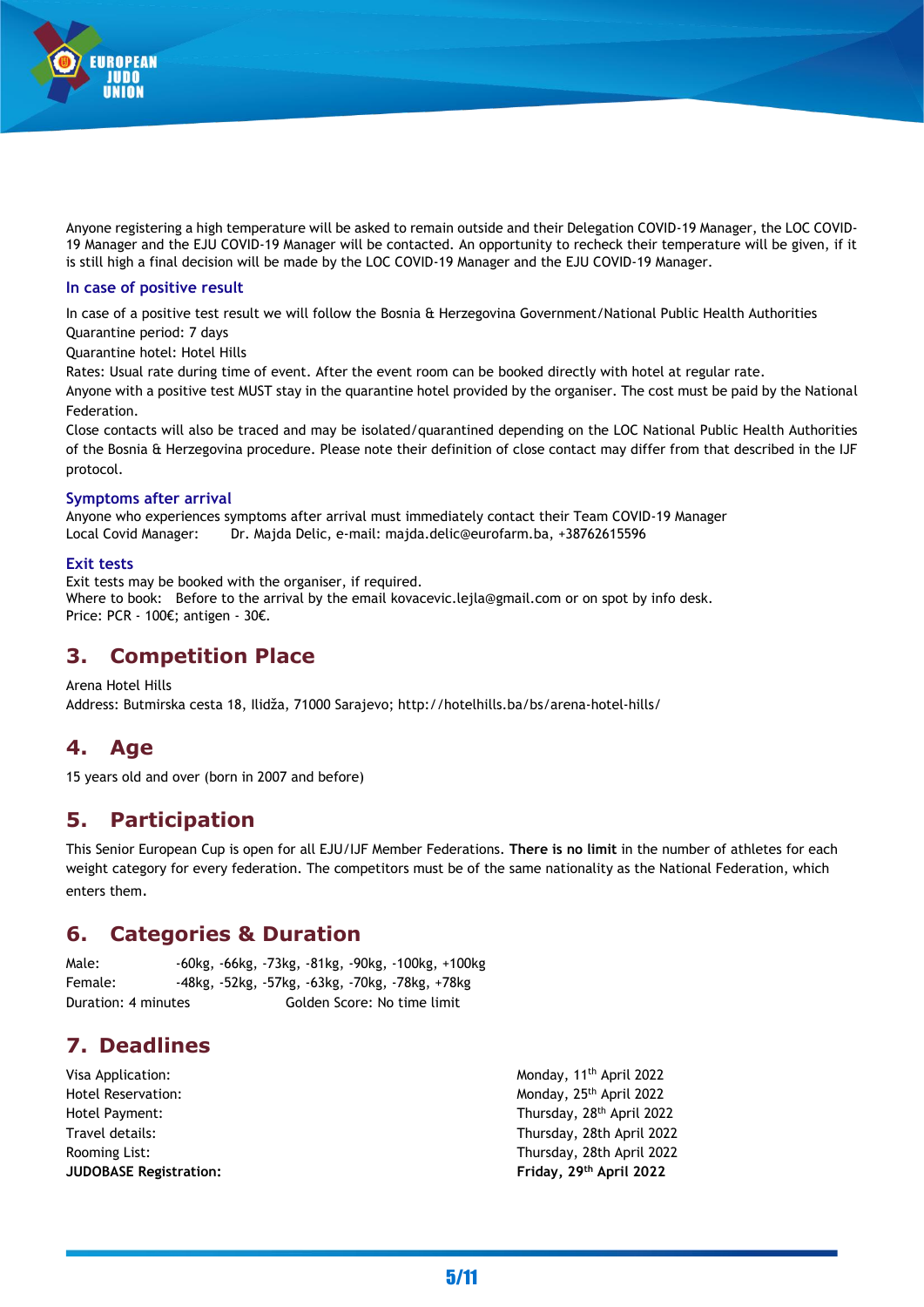Anyone registering a high temperature will be asked to remain outside and their Delegation COVID-19 Manager, the LOC COVID-19 Manager and the EJU COVID-19 Manager will be contacted. An opportunity to recheck their temperature will be given, if it is still high a final decision will be made by the LOC COVID-19 Manager and the EJU COVID-19 Manager.

### In case of positive result

In case of a positive test result we will follow the Bosnia & Herzegovina Government/National Public Health Authorities

Quarantine period: 7 days

Quarantine hotel: Hotel Hills

Rates: Usual rate during time of event. After the event room can be booked directly with hotel at regular rate.

Anyone with a positive test MUST stay in the quarantine hotel provided by the organiser. The cost must be paid by the National Federation.

Close contacts will also be traced and may be isolated/quarantined depending on the LOC National Public Health Authorities of the Bosnia & Herzegovina procedure. Please note their definition of close contact may differ from that described in the IJF protocol.

### Symptoms after arrival

Anyone who experiences symptoms after arrival must immediately contact their Team COVID-19 Manager

Local Covid Manager: Dr. Majda Delic, e-mail: majda.delic@eurofarm.ba, +38762615596

### Exit tests

Exit tests may be booked with the organiser, if required.

Where to book: Before to the arrival by the email kovacevic.lejla@gmail.com or on spot by info desk.

Price: PCR - 100€; antigen - 30€.

## 3. Competition Place

Arena Hotel Hills

Address: Butmirska cesta 18, Ilidža, 71000 Sarajevo; http://hotelhills.ba/bs/arena-hotel-hills/

## 4. Age

15 years old and over (born in 2007 and before)

## 5. Participation

This Senior European Cup is open for all EJU/IJF Member Federations. **There is no limit** in the number of athletes for each weight category for every federation. The competitors must be of the same nationality as the National Federation, which enters them.

## 6. Categories & Duration

Male: -60kg, -66kg, -73kg, -81kg, -90kg, -100kg, +100kg

Female: -48kg, -52kg, -57kg, -63kg, -70kg, -78kg, +78kg

Duration: 4 minutes Golden Score: No time limit

## 7. Deadlines

| | |
|---|---|
| Visa Application: | Monday, 11th April 2022 |
| Hotel Reservation: | Monday, 25th April 2022 |
| Hotel Payment: | Thursday, 28th April 2022 |
| Travel details: | Thursday, 28th April 2022 |
| Rooming List: | Thursday, 28th April 2022 |
| **JUDOBASE Registration:** | **Friday, 29th April 2022** |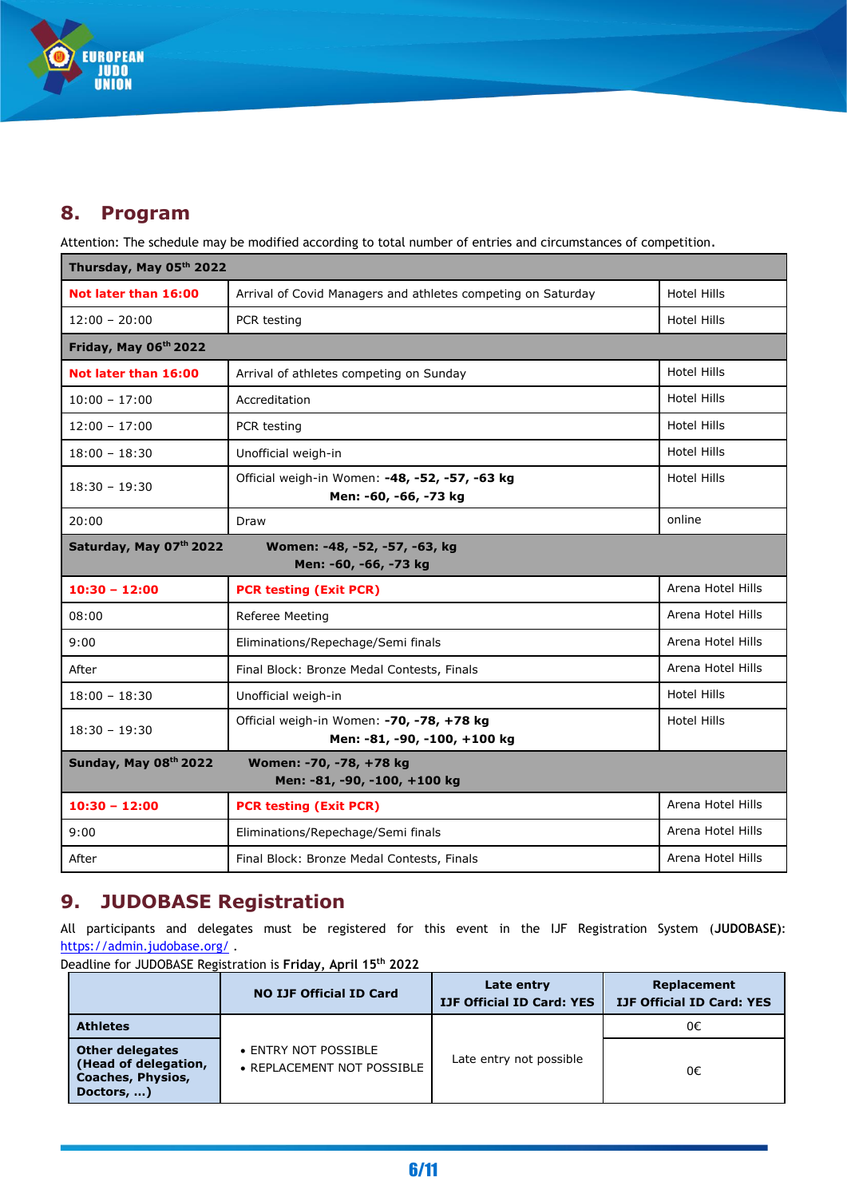## 8. Program

Attention: The schedule may be modified according to total number of entries and circumstances of competition.

| Thursday, May 05th 2022 | | |
|---|---|---|
| **Not later than 16:00** | Arrival of Covid Managers and athletes competing on Saturday | Hotel Hills |
| 12:00 – 20:00 | PCR testing | Hotel Hills |
| **Friday, May 06th 2022** | | |
| **Not later than 16:00** | Arrival of athletes competing on Sunday | Hotel Hills |
| 10:00 – 17:00 | Accreditation | Hotel Hills |
| 12:00 – 17:00 | PCR testing | Hotel Hills |
| 18:00 – 18:30 | Unofficial weigh-in | Hotel Hills |
| 18:30 – 19:30 | Official weigh-in Women: **-48, -52, -57, -63 kg** **Men: -60, -66, -73 kg** | Hotel Hills |
| 20:00 | Draw | online |
| **Saturday, May 07th 2022** | **Women: -48, -52, -57, -63, kg** **Men: -60, -66, -73 kg** | |
| **10:30 – 12:00** | **PCR testing (Exit PCR)** | Arena Hotel Hills |
| 08:00 | Referee Meeting | Arena Hotel Hills |
| 9:00 | Eliminations/Repechage/Semi finals | Arena Hotel Hills |
| After | Final Block: Bronze Medal Contests, Finals | Arena Hotel Hills |
| 18:00 – 18:30 | Unofficial weigh-in | Hotel Hills |
| 18:30 – 19:30 | Official weigh-in Women: **-70, -78, +78 kg** **Men: -81, -90, -100, +100 kg** | Hotel Hills |
| **Sunday, May 08th 2022** | **Women: -70, -78, +78 kg** **Men: -81, -90, -100, +100 kg** | |
| **10:30 – 12:00** | **PCR testing (Exit PCR)** | Arena Hotel Hills |
| 9:00 | Eliminations/Repechage/Semi finals | Arena Hotel Hills |
| After | Final Block: Bronze Medal Contests, Finals | Arena Hotel Hills |

## 9. JUDOBASE Registration

All participants and delegates must be registered for this event in the IJF Registration System (**JUDOBASE**): https://admin.judobase.org/ .

Deadline for JUDOBASE Registration is **Friday, April 15th 2022**

| | **NO IJF Official ID Card** | **Late entry IJF Official ID Card: YES** | **Replacement IJF Official ID Card: YES** |
|---|---|---|---|
| **Athletes** | • ENTRY NOT POSSIBLE • REPLACEMENT NOT POSSIBLE | Late entry not possible | 0€ |
| **Other delegates (Head of delegation, Coaches, Physios, Doctors, …)** | | | 0€ |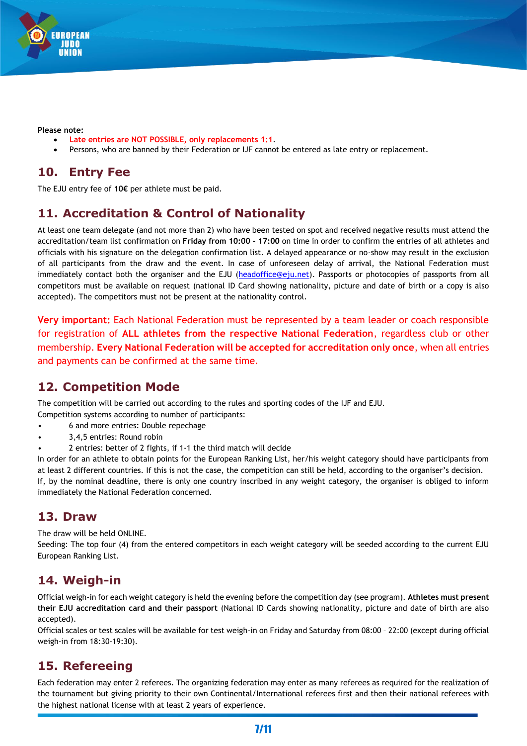**Please note:**

- Late entries are NOT POSSIBLE, only replacements 1:1.
- Persons, who are banned by their Federation or IJF cannot be entered as late entry or replacement.

## 10. Entry Fee

The EJU entry fee of **10€** per athlete must be paid.

## 11. Accreditation & Control of Nationality

At least one team delegate (and not more than 2) who have been tested on spot and received negative results must attend the accreditation/team list confirmation on **Friday from 10:00 – 17:00** on time in order to confirm the entries of all athletes and officials with his signature on the delegation confirmation list. A delayed appearance or no-show may result in the exclusion of all participants from the draw and the event. In case of unforeseen delay of arrival, the National Federation must immediately contact both the organiser and the EJU (headoffice@eju.net). Passports or photocopies of passports from all competitors must be available on request (national ID Card showing nationality, picture and date of birth or a copy is also accepted). The competitors must not be present at the nationality control.

**Very important:** Each National Federation must be represented by a team leader or coach responsible for registration of **ALL athletes from the respective National Federation**, regardless club or other membership. **Every National Federation will be accepted for accreditation only once**, when all entries and payments can be confirmed at the same time.

## 12. Competition Mode

The competition will be carried out according to the rules and sporting codes of the IJF and EJU.
Competition systems according to number of participants:

- 6 and more entries: Double repechage
- 3,4,5 entries: Round robin
- 2 entries: better of 2 fights, if 1-1 the third match will decide

In order for an athlete to obtain points for the European Ranking List, her/his weight category should have participants from at least 2 different countries. If this is not the case, the competition can still be held, according to the organiser's decision.
If, by the nominal deadline, there is only one country inscribed in any weight category, the organiser is obliged to inform immediately the National Federation concerned.

## 13. Draw

The draw will be held ONLINE.
Seeding: The top four (4) from the entered competitors in each weight category will be seeded according to the current EJU European Ranking List.

## 14. Weigh-in

Official weigh-in for each weight category is held the evening before the competition day (see program). **Athletes must present their EJU accreditation card and their passport** (National ID Cards showing nationality, picture and date of birth are also accepted).
Official scales or test scales will be available for test weigh-in on Friday and Saturday from 08:00 – 22:00 (except during official weigh-in from 18:30-19:30).

## 15. Refereeing

Each federation may enter 2 referees. The organizing federation may enter as many referees as required for the realization of the tournament but giving priority to their own Continental/International referees first and then their national referees with the highest national license with at least 2 years of experience.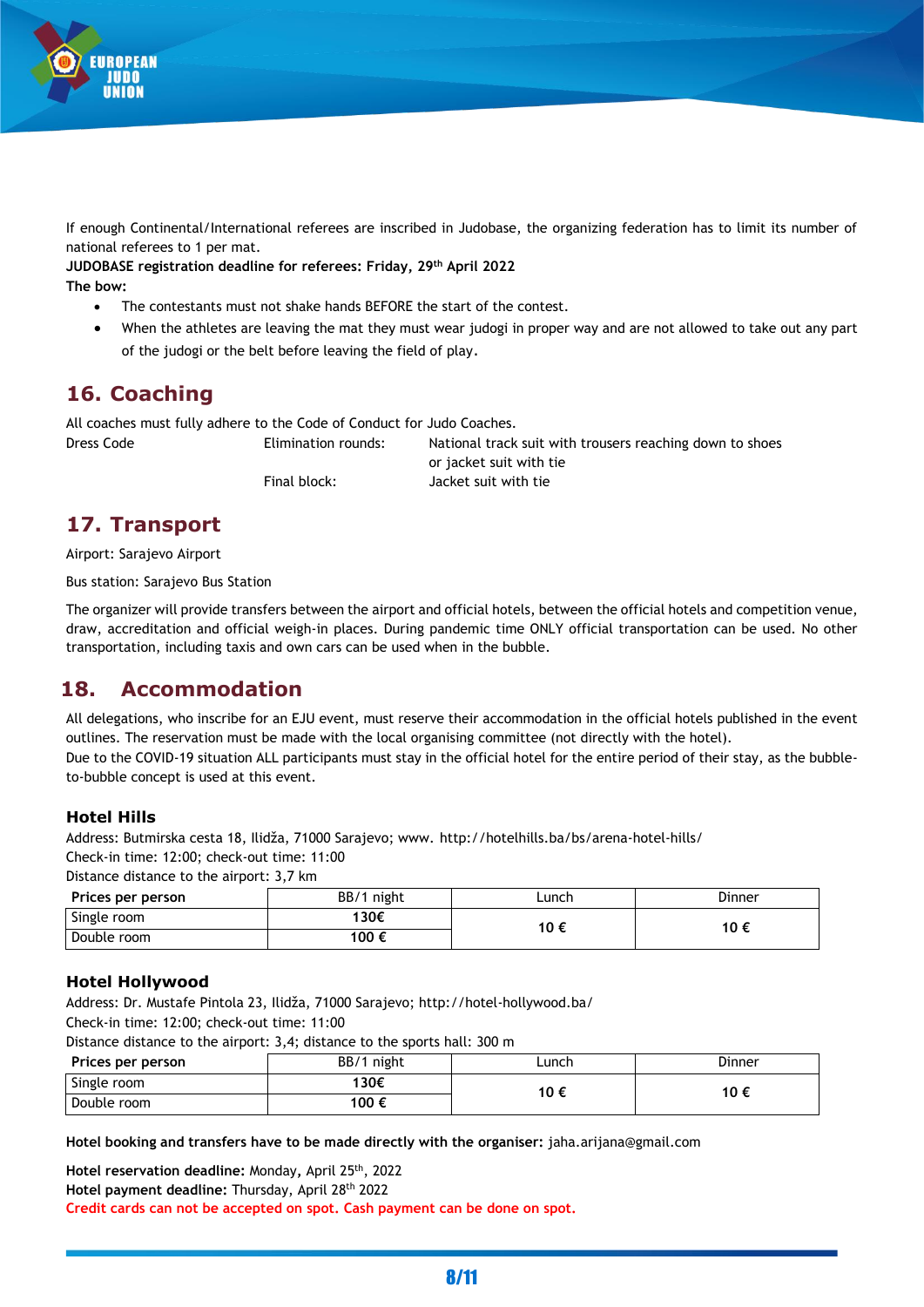If enough Continental/International referees are inscribed in Judobase, the organizing federation has to limit its number of national referees to 1 per mat.

**JUDOBASE registration deadline for referees: Friday, 29th April 2022**

**The bow:**

- The contestants must not shake hands BEFORE the start of the contest.
- When the athletes are leaving the mat they must wear judogi in proper way and are not allowed to take out any part of the judogi or the belt before leaving the field of play.

## 16. Coaching

All coaches must fully adhere to the Code of Conduct for Judo Coaches.

| Dress Code | Elimination rounds: | National track suit with trousers reaching down to shoes or jacket suit with tie |
|---|---|---|
| | Final block: | Jacket suit with tie |

## 17. Transport

Airport: Sarajevo Airport

Bus station: Sarajevo Bus Station

The organizer will provide transfers between the airport and official hotels, between the official hotels and competition venue, draw, accreditation and official weigh-in places. During pandemic time ONLY official transportation can be used. No other transportation, including taxis and own cars can be used when in the bubble.

## 18. Accommodation

All delegations, who inscribe for an EJU event, must reserve their accommodation in the official hotels published in the event outlines. The reservation must be made with the local organising committee (not directly with the hotel).

Due to the COVID-19 situation ALL participants must stay in the official hotel for the entire period of their stay, as the bubble-to-bubble concept is used at this event.

### Hotel Hills

Address: Butmirska cesta 18, Ilidža, 71000 Sarajevo; www. http://hotelhills.ba/bs/arena-hotel-hills/

Check-in time: 12:00; check-out time: 11:00

Distance distance to the airport: 3,7 km

| Prices per person | BB/1 night | Lunch | Dinner |
|---|---|---|---|
| Single room | **130€** | **10 €** | **10 €** |
| Double room | **100 €** | | |

### Hotel Hollywood

Address: Dr. Mustafe Pintola 23, Ilidža, 71000 Sarajevo; http://hotel-hollywood.ba/

Check-in time: 12:00; check-out time: 11:00

Distance distance to the airport: 3,4; distance to the sports hall: 300 m

| Prices per person | BB/1 night | Lunch | Dinner |
|---|---|---|---|
| Single room | **130€** | **10 €** | **10 €** |
| Double room | **100 €** | | |

**Hotel booking and transfers have to be made directly with the organiser:** jaha.arijana@gmail.com

**Hotel reservation deadline:** Monday, April 25th, 2022

**Hotel payment deadline:** Thursday, April 28th 2022

**Credit cards can not be accepted on spot. Cash payment can be done on spot.**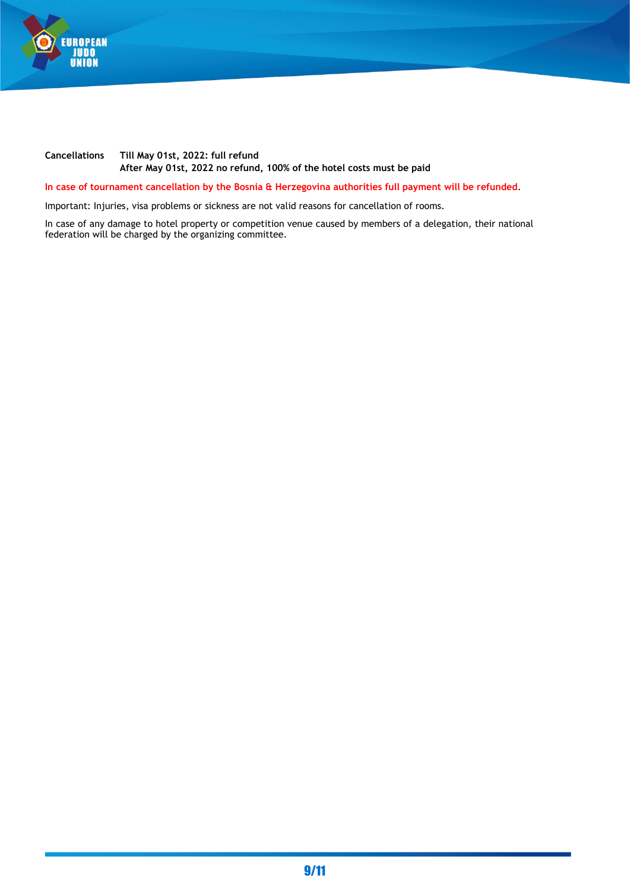**Cancellations** **Till May 01st, 2022: full refund**
**After May 01st, 2022 no refund, 100% of the hotel costs must be paid**

**In case of tournament cancellation by the Bosnia & Herzegovina authorities full payment will be refunded**.

Important: Injuries, visa problems or sickness are not valid reasons for cancellation of rooms.

In case of any damage to hotel property or competition venue caused by members of a delegation, their national federation will be charged by the organizing committee.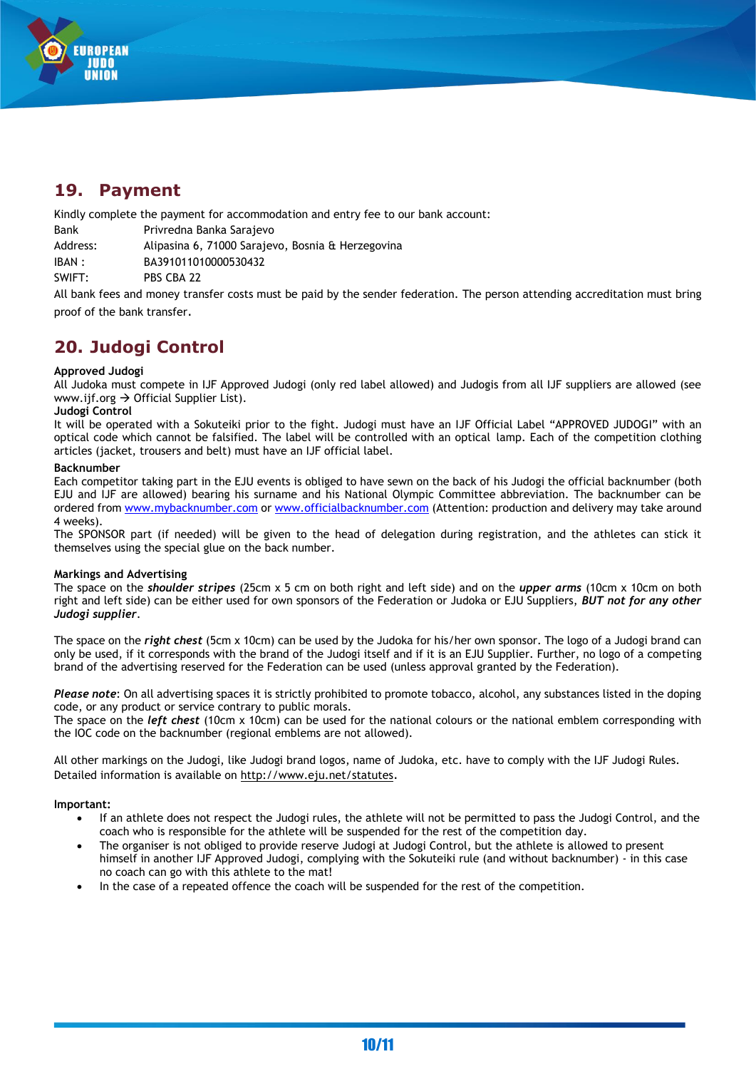## 19. Payment

Kindly complete the payment for accommodation and entry fee to our bank account:

Bank Privredna Banka Sarajevo
Address: Alipasina 6, 71000 Sarajevo, Bosnia & Herzegovina
IBAN : BA391011010000530432
SWIFT: PBS CBA 22

All bank fees and money transfer costs must be paid by the sender federation. The person attending accreditation must bring proof of the bank transfer.

## 20. Judogi Control

**Approved Judogi**
All Judoka must compete in IJF Approved Judogi (only red label allowed) and Judogis from all IJF suppliers are allowed (see www.ijf.org → Official Supplier List).

**Judogi Control**
It will be operated with a Sokuteiki prior to the fight. Judogi must have an IJF Official Label "APPROVED JUDOGI" with an optical code which cannot be falsified. The label will be controlled with an optical lamp. Each of the competition clothing articles (jacket, trousers and belt) must have an IJF official label.

**Backnumber**
Each competitor taking part in the EJU events is obliged to have sewn on the back of his Judogi the official backnumber (both EJU and IJF are allowed) bearing his surname and his National Olympic Committee abbreviation. The backnumber can be ordered from www.mybacknumber.com or www.officialbacknumber.com (Attention: production and delivery may take around 4 weeks).
The SPONSOR part (if needed) will be given to the head of delegation during registration, and the athletes can stick it themselves using the special glue on the back number.

**Markings and Advertising**
The space on the ***shoulder stripes*** (25cm x 5 cm on both right and left side) and on the ***upper arms*** (10cm x 10cm on both right and left side) can be either used for own sponsors of the Federation or Judoka or EJU Suppliers, ***BUT not for any other Judogi supplier***.

The space on the ***right chest*** (5cm x 10cm) can be used by the Judoka for his/her own sponsor. The logo of a Judogi brand can only be used, if it corresponds with the brand of the Judogi itself and if it is an EJU Supplier. Further, no logo of a competing brand of the advertising reserved for the Federation can be used (unless approval granted by the Federation).

***Please note***: On all advertising spaces it is strictly prohibited to promote tobacco, alcohol, any substances listed in the doping code, or any product or service contrary to public morals.
The space on the ***left chest*** (10cm x 10cm) can be used for the national colours or the national emblem corresponding with the IOC code on the backnumber (regional emblems are not allowed).

All other markings on the Judogi, like Judogi brand logos, name of Judoka, etc. have to comply with the IJF Judogi Rules. Detailed information is available on http://www.eju.net/statutes.

**Important:**

- If an athlete does not respect the Judogi rules, the athlete will not be permitted to pass the Judogi Control, and the coach who is responsible for the athlete will be suspended for the rest of the competition day.
- The organiser is not obliged to provide reserve Judogi at Judogi Control, but the athlete is allowed to present himself in another IJF Approved Judogi, complying with the Sokuteiki rule (and without backnumber) - in this case no coach can go with this athlete to the mat!
- In the case of a repeated offence the coach will be suspended for the rest of the competition.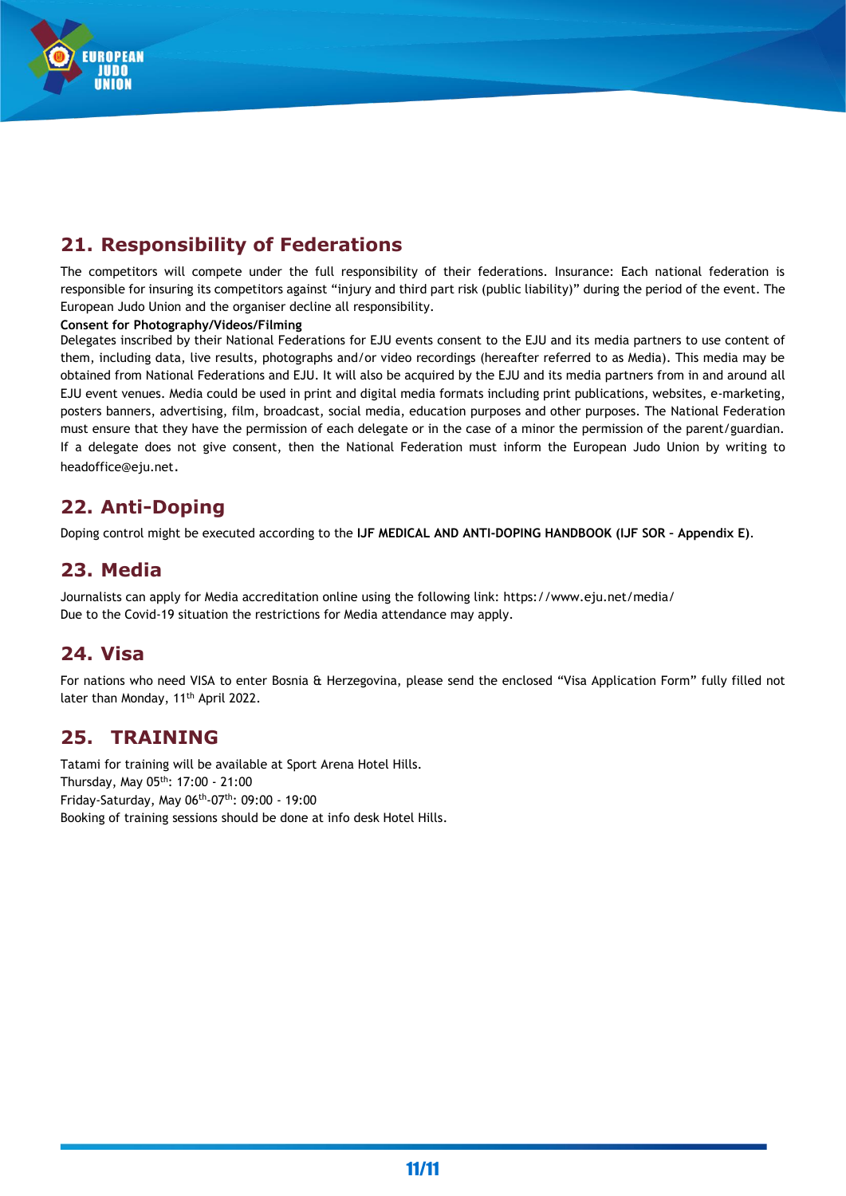## 21. Responsibility of Federations

The competitors will compete under the full responsibility of their federations. Insurance: Each national federation is responsible for insuring its competitors against "injury and third part risk (public liability)" during the period of the event. The European Judo Union and the organiser decline all responsibility.

**Consent for Photography/Videos/Filming**

Delegates inscribed by their National Federations for EJU events consent to the EJU and its media partners to use content of them, including data, live results, photographs and/or video recordings (hereafter referred to as Media). This media may be obtained from National Federations and EJU. It will also be acquired by the EJU and its media partners from in and around all EJU event venues. Media could be used in print and digital media formats including print publications, websites, e-marketing, posters banners, advertising, film, broadcast, social media, education purposes and other purposes. The National Federation must ensure that they have the permission of each delegate or in the case of a minor the permission of the parent/guardian. If a delegate does not give consent, then the National Federation must inform the European Judo Union by writing to headoffice@eju.net.

## 22. Anti-Doping

Doping control might be executed according to the **IJF MEDICAL AND ANTI-DOPING HANDBOOK (IJF SOR – Appendix E)**.

## 23. Media

Journalists can apply for Media accreditation online using the following link: https://www.eju.net/media/
Due to the Covid-19 situation the restrictions for Media attendance may apply.

## 24. Visa

For nations who need VISA to enter Bosnia & Herzegovina, please send the enclosed "Visa Application Form" fully filled not later than Monday, 11th April 2022.

## 25. TRAINING

Tatami for training will be available at Sport Arena Hotel Hills.
Thursday, May 05th: 17:00 - 21:00
Friday-Saturday, May 06th-07th: 09:00 - 19:00
Booking of training sessions should be done at info desk Hotel Hills.